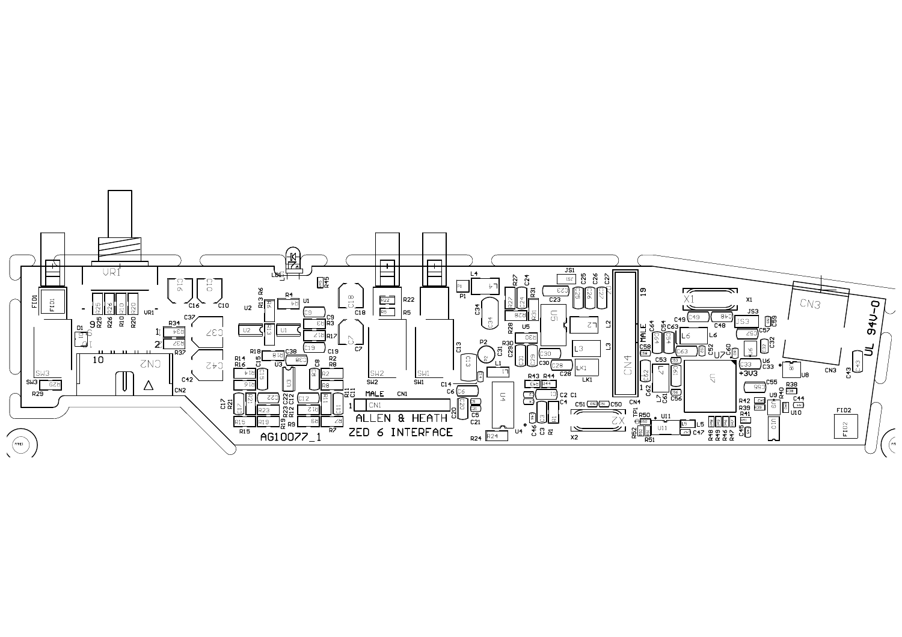ALLEN & HEATH

ZED 6 INTERFACE

AG10077_1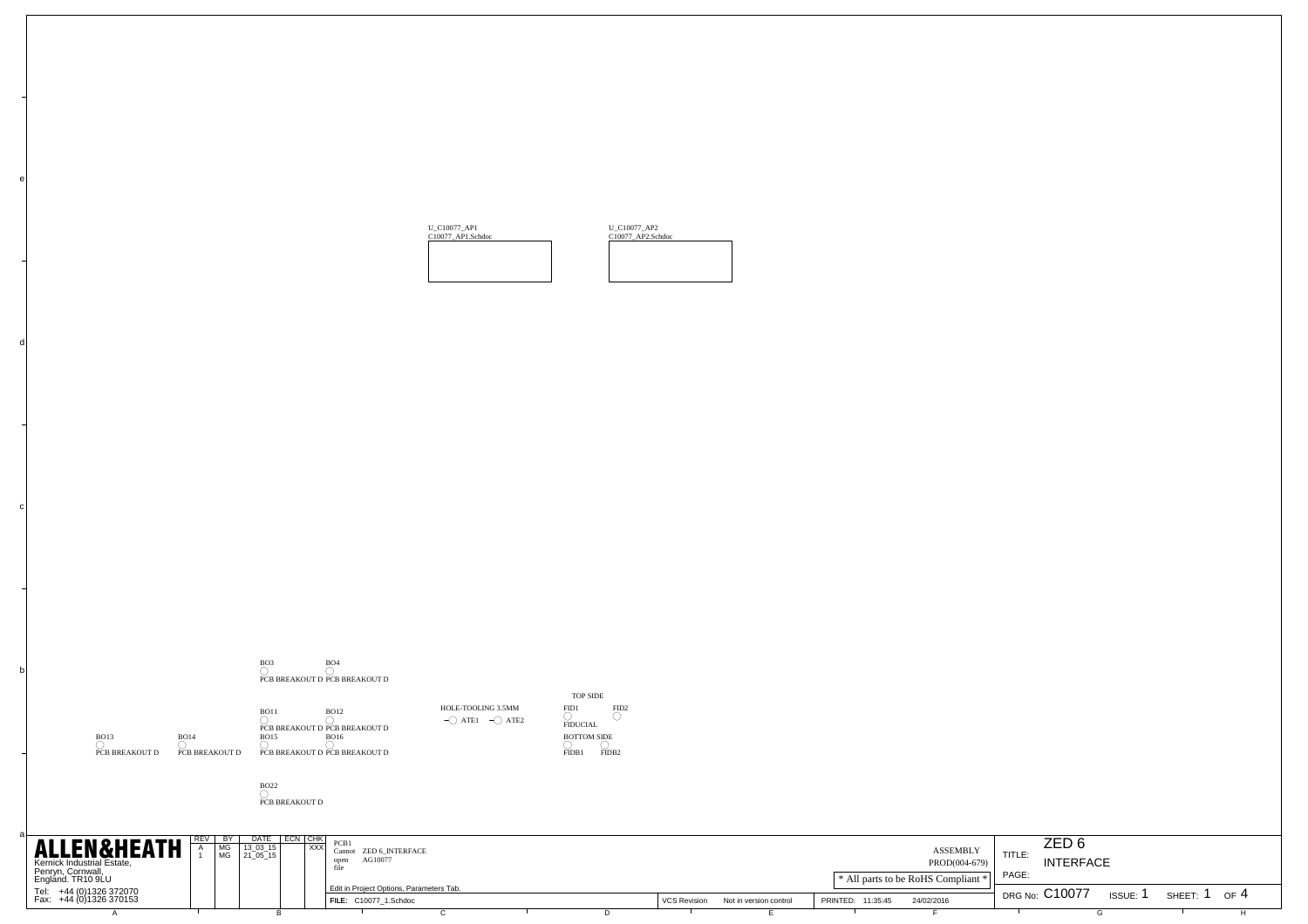U_C10077_AP1
C10077_AP1.Schdoc

U_C10077_AP2
C10077_AP2.Schdoc

BO3
PCB BREAKOUT D

BO4
PCB BREAKOUT D

BO11
PCB BREAKOUT D

BO12
PCB BREAKOUT D

BO13
PCB BREAKOUT D

BO14
PCB BREAKOUT D

BO15
PCB BREAKOUT D

BO16
PCB BREAKOUT D

BO22
PCB BREAKOUT D

HOLE-TOOLING 3.5MM
ATE1 ATE2

TOP SIDE
FID1 FID2
FIDUCIAL

BOTTOM SIDE
FIDB1 FIDB2

**ALLEN&HEATH**
Kernick Industrial Estate,
Penryn, Cornwall,
England. TR10 9LU
Tel: +44 (0)1326 372070
Fax: +44 (0)1326 370153

| REV | BY | DATE | ECN | CHK |
|---|---|---|---|---|
| A | MG | 13_03_15 | | XXX |
| 1 | MG | 21_05_15 | | |

PCB1
Cannot open file ZED 6_INTERFACE AG10077

Edit in Project Options, Parameters Tab.

FILE: C10077_1.Schdoc

VCS Revision Not in version control

ASSEMBLY
PROD(004-679)

* All parts to be RoHS Compliant *

PRINTED: 11:35:45 24/02/2016

TITLE: ZED 6 INTERFACE

PAGE:

DRG No: C10077 ISSUE: 1 SHEET: 1 OF 4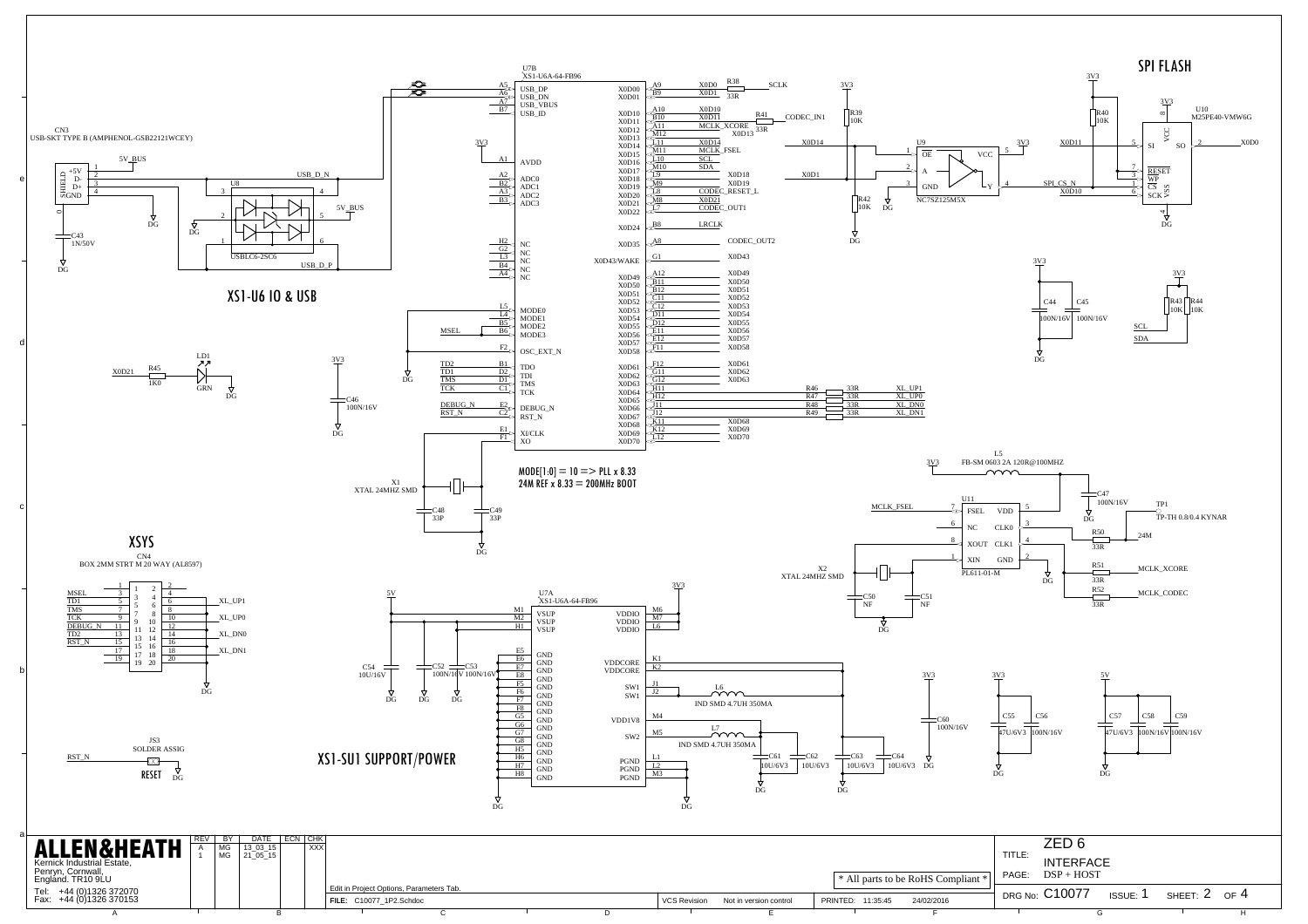## SPI FLASH

## XS1-U6 IO & USB

## XSYS

## XS1-SU1 SUPPORT/POWER

U7B
XS1-U6A-64-FB96

CN3
USB-SKT TYPE B (AMPHENOL-GSB22121WCEY)

5V_BUS

USB_D_N

USB_D_P

U8
USBLC6-2SC6

C43
1N/50V

LD1
GRN

R45
1K0

X0D21

C46
100N/16V

MODE[1:0] = 10 => PLL x 8.33
24M REF x 8.33 = 200MHz BOOT

X1
XTAL 24MHZ SMD

C48
33P

C49
33P

R38 33R — SCLK

R41 33R — CODEC_IN1

MCLK_XCORE

X0D13

MCLK_FSEL

SCL

SDA

CODEC_RESET_L

CODEC_OUT1

LRCLK

CODEC_OUT2

R39
10K

R42
10K

U9
NC7SZ125M5X

SPI_CS_N

R40
10K

U10
M25PE40-VMW6G

C44
100N/16V

C45
100N/16V

R43
10K

R44
10K

R46 33R — XL_UP1

R47 33R — XL_UP0

R48 33R — XL_DN0

R49 33R — XL_DN1

L5
FB-SM 0603 2A 120R@100MHZ

C47
100N/16V

TP1
TP-TH 0.8/0.4 KYNAR

U11
PL611-01-M

R50 33R — 24M

R51 33R — MCLK_XCORE

R52 33R — MCLK_CODEC

X2
XTAL 24MHZ SMD

C50
NF

C51
NF

CN4
BOX 2MM STRT M 20 WAY (AL8597)

JS3
SOLDER ASSIG

RESET

U7A
XS1-U6A-64-FB96

C54
10U/16V

C52
100N/16V

C53
100N/16V

L6
IND SMD 4.7UH 350MA

L7
IND SMD 4.7UH 350MA

C61
10U/6V3

C62
10U/6V3

C63
10U/6V3

C64
10U/6V3

C60
100N/16V

C55
47U/6V3

C56
100N/16V

C57
47U/6V3

C58
100N/16V

C59
100N/16V

| REV | BY | DATE | ECN | CHK |
|---|---|---|---|---|
| A | MG | 13_03_15 | | XXX |
| 1 | MG | 21_05_15 | | |

ALLEN&HEATH
Kernick Industrial Estate,
Penryn, Cornwall,
England. TR10 9LU

Tel: +44 (0)1326 372070
Fax: +44 (0)1326 370153

Edit in Project Options, Parameters Tab.

FILE: C10077_1P2.Schdoc

VCS Revision Not in version control

PRINTED: 11:35:45 24/02/2016

\* All parts to be RoHS Compliant \*

TITLE: ZED 6 INTERFACE

PAGE: DSP + HOST

DRG No: C10077 ISSUE: 1 SHEET: 2 OF 4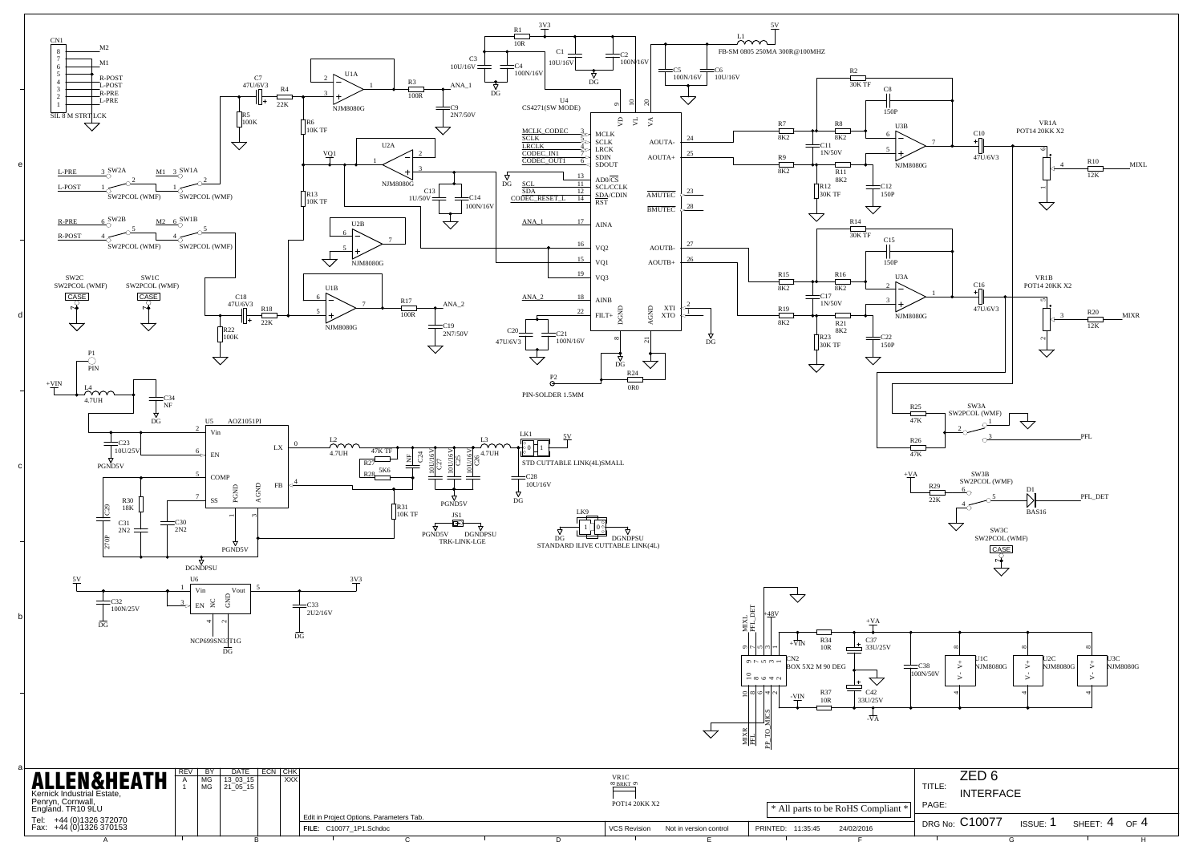# ZED 6 — INTERFACE

**ALLEN&HEATH**
Kernick Industrial Estate,
Penryn, Cornwall,
England. TR10 9LU

Tel: +44 (0)1326 372070
Fax: +44 (0)1326 370153

| REV | BY | DATE | ECN | CHK |
|---|---|---|---|---|
| A | MG | 13_03_15 | | XXX |
| 1 | MG | 21_05_15 | | |

Edit in Project Options, Parameters Tab.

FILE: C10077_1P1.Schdoc

VCS Revision: Not in version control

PRINTED: 11:35:45 24/02/2016

\* All parts to be RoHS Compliant \*

TITLE: ZED 6 INTERFACE

DRG No: C10077 ISSUE: 1 SHEET: 4 OF 4

## Components and labels

- CN1 SIL 8 M STRT LCK: 8 M2, 7 M1, 6 R-POST, 5 L-POST, 4 R-PRE, 3 L-PRE
- C7 47U/6V3, R4 22K, R5 100K, R6 10K TF, U1A NJM8080G, R3 100R, ANA_1, C9 2N7/50V
- U2A NJM8080G, VQ1, R13 10K TF, C13 1U/50V, C14 100N/16V, U2B NJM8080G
- SW2A, SW1A, SW2B, SW1B SW2PCOL (WMF); L-PRE, L-POST, R-PRE, R-POST, M1, M2
- SW2C SW2PCOL (WMF) CASE; SW1C SW2PCOL (WMF) CASE
- C18 47U/6V3, R18 22K, R22 100K, U1B NJM8080G, R17 100R, ANA_2, C19 2N7/50V
- P1 PIN
- R1 10R, 3V3, C3 10U/16V, C4 100N/16V, C1 10U/16V, C2 100N/16V, DG
- U4 CS4271(SW MODE): MCLK_CODEC (3) MCLK; SCLK (5) SCLK; LRCLK (4) LRCK; CODEC_IN1 (7) SDIN; CODEC_OUT1 (6) SDOUT; (13) AD0/CS; SCL (11) SCL/CCLK; SDA (12) SDA/CDIN; CODEC_RESET_L (14) RST; ANA_1 (17) AINA; (16) VQ2; (15) VQ1; (19) VQ3; ANA_2 (18) AINB; (22) FILT+; VD (9), VL (10), VA (20); DGND (8), AGND (21); AOUTA- (24), AOUTA+ (25), AMUTEC (23), BMUTEC (28), AOUTB- (27), AOUTB+ (26), XTI (2), XTO (1)
- C20 47U/6V3, C21 100N/16V, R24 0R0, P2 PIN-SOLDER 1.5MM
- L1 FB-SM 0805 250MA 300R@100MHZ, 5V, C5 100N/16V, C6 10U/16V
- R7 8K2, R8 8K2, R2 30K TF, C8 150P, C11 1N/50V, R9 8K2, R11 8K2, R12 30K TF, C12 150P, U3B NJM8080G, C10 47U/6V3
- VR1A POT14 20KK X2, R10 12K, MIXL
- R14 30K TF, C15 150P, R15 8K2, R16 8K2, C17 1N/50V, R19 8K2, R21 8K2, R23 30K TF, C22 150P, U3A NJM8080G, C16 47U/6V3
- VR1B POT14 20KK X2, R20 12K, MIXR
- R25 47K, R26 47K, SW3A SW2PCOL (WMF), PFL
- +VA, R29 22K, SW3B SW2PCOL (WMF), D1 BAS16, PFL_DET
- SW3C SW2PCOL (WMF) CASE
- +VIN, L4 4.7UH, C34 NF, DG
- U5 AOZ1051PI: Vin (2), EN (6), COMP (5), SS (7), LX (0), FB (4), PGND (1), AGND (3)
- C23 10U/25V, PGND5V, R30 18K, C29 270P, C31 2N2, C30 2N2, DGNDPSU
- L2 4.7UH, R27 47K TF, R28 5K6, C24 NF, C27 10U/16V, C25 10U/16V, C26 10U/16V, L3 4.7UH, R31 10K TF
- LK1 STD CUTTABLE LINK(4L)SMALL, 5V, C28 10U/16V
- JS1 TRK-LINK-LGE, PGND5V, DGNDPSU
- LK9 STANDARD ILIVE CUTTABLE LINK(4L), DG, DGNDPSU
- U6 NCP699SN33T1G: Vin (1), EN (3), Vout (5), NC (4), GND (2); 5V, 3V3, C32 100N/25V, C33 2U2/16V
- CN2 BOX 5X2 M 90 DEG: MIXL, PFL_DET, +48V, +VIN, -VIN, MIXR, PFL, PP_TO_MICS
- R34 10R, C37 33U/25V, +VA, R37 10R, C42 33U/25V, -VA, C38 100N/50V
- U1C NJM8080G, U2C NJM8080G, U3C NJM8080G
- VR1C POT14 20KK X2, 8 BRKT 9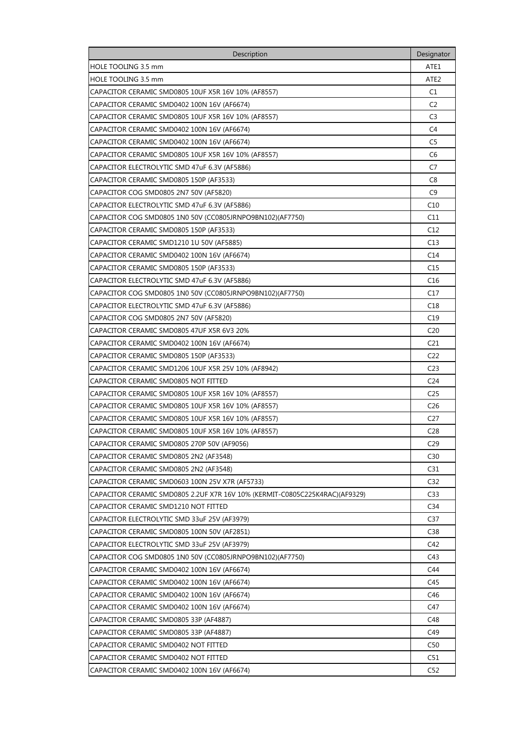| Description | Designator |
|---|---|
| HOLE TOOLING 3.5 mm | ATE1 |
| HOLE TOOLING 3.5 mm | ATE2 |
| CAPACITOR CERAMIC SMD0805 10UF X5R 16V 10% (AF8557) | C1 |
| CAPACITOR CERAMIC SMD0402 100N 16V (AF6674) | C2 |
| CAPACITOR CERAMIC SMD0805 10UF X5R 16V 10% (AF8557) | C3 |
| CAPACITOR CERAMIC SMD0402 100N 16V (AF6674) | C4 |
| CAPACITOR CERAMIC SMD0402 100N 16V (AF6674) | C5 |
| CAPACITOR CERAMIC SMD0805 10UF X5R 16V 10% (AF8557) | C6 |
| CAPACITOR ELECTROLYTIC SMD 47uF 6.3V (AF5886) | C7 |
| CAPACITOR CERAMIC SMD0805 150P (AF3533) | C8 |
| CAPACITOR COG SMD0805 2N7 50V (AF5820) | C9 |
| CAPACITOR ELECTROLYTIC SMD 47uF 6.3V (AF5886) | C10 |
| CAPACITOR COG SMD0805 1N0 50V (CC0805JRNPO9BN102)(AF7750) | C11 |
| CAPACITOR CERAMIC SMD0805 150P (AF3533) | C12 |
| CAPACITOR CERAMIC SMD1210 1U 50V (AF5885) | C13 |
| CAPACITOR CERAMIC SMD0402 100N 16V (AF6674) | C14 |
| CAPACITOR CERAMIC SMD0805 150P (AF3533) | C15 |
| CAPACITOR ELECTROLYTIC SMD 47uF 6.3V (AF5886) | C16 |
| CAPACITOR COG SMD0805 1N0 50V (CC0805JRNPO9BN102)(AF7750) | C17 |
| CAPACITOR ELECTROLYTIC SMD 47uF 6.3V (AF5886) | C18 |
| CAPACITOR COG SMD0805 2N7 50V (AF5820) | C19 |
| CAPACITOR CERAMIC SMD0805 47UF X5R 6V3 20% | C20 |
| CAPACITOR CERAMIC SMD0402 100N 16V (AF6674) | C21 |
| CAPACITOR CERAMIC SMD0805 150P (AF3533) | C22 |
| CAPACITOR CERAMIC SMD1206 10UF X5R 25V 10% (AF8942) | C23 |
| CAPACITOR CERAMIC SMD0805 NOT FITTED | C24 |
| CAPACITOR CERAMIC SMD0805 10UF X5R 16V 10% (AF8557) | C25 |
| CAPACITOR CERAMIC SMD0805 10UF X5R 16V 10% (AF8557) | C26 |
| CAPACITOR CERAMIC SMD0805 10UF X5R 16V 10% (AF8557) | C27 |
| CAPACITOR CERAMIC SMD0805 10UF X5R 16V 10% (AF8557) | C28 |
| CAPACITOR CERAMIC SMD0805 270P 50V (AF9056) | C29 |
| CAPACITOR CERAMIC SMD0805 2N2 (AF3548) | C30 |
| CAPACITOR CERAMIC SMD0805 2N2 (AF3548) | C31 |
| CAPACITOR CERAMIC SMD0603 100N 25V X7R (AF5733) | C32 |
| CAPACITOR CERAMIC SMD0805 2.2UF X7R 16V 10% (KERMIT-C0805C225K4RAC)(AF9329) | C33 |
| CAPACITOR CERAMIC SMD1210 NOT FITTED | C34 |
| CAPACITOR ELECTROLYTIC SMD 33uF 25V (AF3979) | C37 |
| CAPACITOR CERAMIC SMD0805 100N 50V (AF2851) | C38 |
| CAPACITOR ELECTROLYTIC SMD 33uF 25V (AF3979) | C42 |
| CAPACITOR COG SMD0805 1N0 50V (CC0805JRNPO9BN102)(AF7750) | C43 |
| CAPACITOR CERAMIC SMD0402 100N 16V (AF6674) | C44 |
| CAPACITOR CERAMIC SMD0402 100N 16V (AF6674) | C45 |
| CAPACITOR CERAMIC SMD0402 100N 16V (AF6674) | C46 |
| CAPACITOR CERAMIC SMD0402 100N 16V (AF6674) | C47 |
| CAPACITOR CERAMIC SMD0805 33P (AF4887) | C48 |
| CAPACITOR CERAMIC SMD0805 33P (AF4887) | C49 |
| CAPACITOR CERAMIC SMD0402 NOT FITTED | C50 |
| CAPACITOR CERAMIC SMD0402 NOT FITTED | C51 |
| CAPACITOR CERAMIC SMD0402 100N 16V (AF6674) | C52 |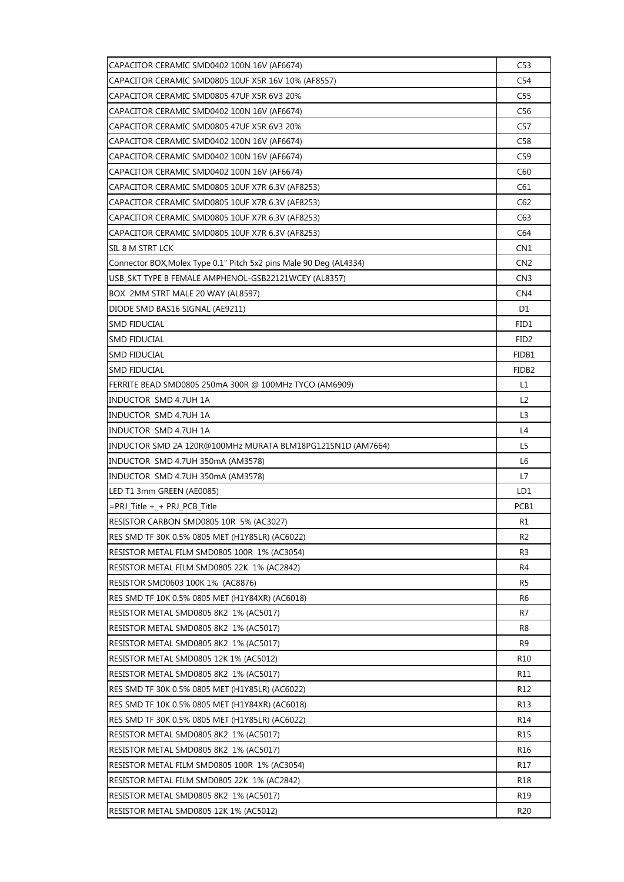| | |
|---|---|
| CAPACITOR CERAMIC SMD0402 100N 16V (AF6674) | C53 |
| CAPACITOR CERAMIC SMD0805 10UF X5R 16V 10% (AF8557) | C54 |
| CAPACITOR CERAMIC SMD0805 47UF X5R 6V3 20% | C55 |
| CAPACITOR CERAMIC SMD0402 100N 16V (AF6674) | C56 |
| CAPACITOR CERAMIC SMD0805 47UF X5R 6V3 20% | C57 |
| CAPACITOR CERAMIC SMD0402 100N 16V (AF6674) | C58 |
| CAPACITOR CERAMIC SMD0402 100N 16V (AF6674) | C59 |
| CAPACITOR CERAMIC SMD0402 100N 16V (AF6674) | C60 |
| CAPACITOR CERAMIC SMD0805 10UF X7R 6.3V (AF8253) | C61 |
| CAPACITOR CERAMIC SMD0805 10UF X7R 6.3V (AF8253) | C62 |
| CAPACITOR CERAMIC SMD0805 10UF X7R 6.3V (AF8253) | C63 |
| CAPACITOR CERAMIC SMD0805 10UF X7R 6.3V (AF8253) | C64 |
| SIL 8 M STRT LCK | CN1 |
| Connector BOX,Molex Type 0.1" Pitch 5x2 pins Male 90 Deg (AL4334) | CN2 |
| USB_SKT TYPE B FEMALE AMPHENOL-GSB22121WCEY (AL8357) | CN3 |
| BOX 2MM STRT MALE 20 WAY (AL8597) | CN4 |
| DIODE SMD BAS16 SIGNAL (AE9211) | D1 |
| SMD FIDUCIAL | FID1 |
| SMD FIDUCIAL | FID2 |
| SMD FIDUCIAL | FIDB1 |
| SMD FIDUCIAL | FIDB2 |
| FERRITE BEAD SMD0805 250mA 300R @ 100MHz TYCO (AM6909) | L1 |
| INDUCTOR SMD 4.7UH 1A | L2 |
| INDUCTOR SMD 4.7UH 1A | L3 |
| INDUCTOR SMD 4.7UH 1A | L4 |
| INDUCTOR SMD 2A 120R@100MHz MURATA BLM18PG121SN1D (AM7664) | L5 |
| INDUCTOR SMD 4.7UH 350mA (AM3578) | L6 |
| INDUCTOR SMD 4.7UH 350mA (AM3578) | L7 |
| LED T1 3mm GREEN (AE0085) | LD1 |
| =PRJ_Title +_+ PRJ_PCB_Title | PCB1 |
| RESISTOR CARBON SMD0805 10R 5% (AC3027) | R1 |
| RES SMD TF 30K 0.5% 0805 MET (H1Y85LR) (AC6022) | R2 |
| RESISTOR METAL FILM SMD0805 100R 1% (AC3054) | R3 |
| RESISTOR METAL FILM SMD0805 22K 1% (AC2842) | R4 |
| RESISTOR SMD0603 100K 1% (AC8876) | R5 |
| RES SMD TF 10K 0.5% 0805 MET (H1Y84XR) (AC6018) | R6 |
| RESISTOR METAL SMD0805 8K2 1% (AC5017) | R7 |
| RESISTOR METAL SMD0805 8K2 1% (AC5017) | R8 |
| RESISTOR METAL SMD0805 8K2 1% (AC5017) | R9 |
| RESISTOR METAL SMD0805 12K 1% (AC5012) | R10 |
| RESISTOR METAL SMD0805 8K2 1% (AC5017) | R11 |
| RES SMD TF 30K 0.5% 0805 MET (H1Y85LR) (AC6022) | R12 |
| RES SMD TF 10K 0.5% 0805 MET (H1Y84XR) (AC6018) | R13 |
| RES SMD TF 30K 0.5% 0805 MET (H1Y85LR) (AC6022) | R14 |
| RESISTOR METAL SMD0805 8K2 1% (AC5017) | R15 |
| RESISTOR METAL SMD0805 8K2 1% (AC5017) | R16 |
| RESISTOR METAL FILM SMD0805 100R 1% (AC3054) | R17 |
| RESISTOR METAL FILM SMD0805 22K 1% (AC2842) | R18 |
| RESISTOR METAL SMD0805 8K2 1% (AC5017) | R19 |
| RESISTOR METAL SMD0805 12K 1% (AC5012) | R20 |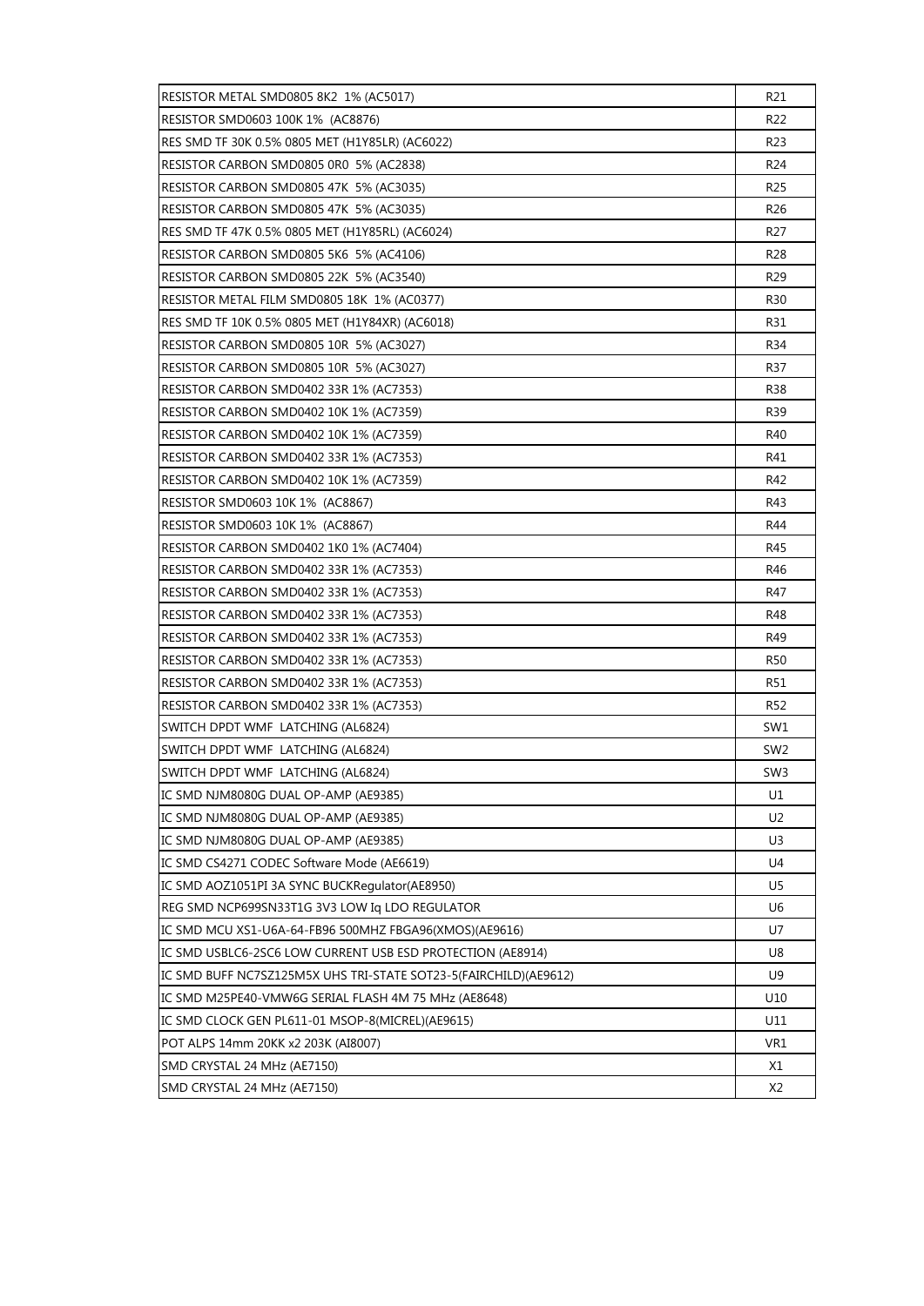| | |
|---|---|
| RESISTOR METAL SMD0805 8K2 1% (AC5017) | R21 |
| RESISTOR SMD0603 100K 1% (AC8876) | R22 |
| RES SMD TF 30K 0.5% 0805 MET (H1Y85LR) (AC6022) | R23 |
| RESISTOR CARBON SMD0805 0R0 5% (AC2838) | R24 |
| RESISTOR CARBON SMD0805 47K 5% (AC3035) | R25 |
| RESISTOR CARBON SMD0805 47K 5% (AC3035) | R26 |
| RES SMD TF 47K 0.5% 0805 MET (H1Y85RL) (AC6024) | R27 |
| RESISTOR CARBON SMD0805 5K6 5% (AC4106) | R28 |
| RESISTOR CARBON SMD0805 22K 5% (AC3540) | R29 |
| RESISTOR METAL FILM SMD0805 18K 1% (AC0377) | R30 |
| RES SMD TF 10K 0.5% 0805 MET (H1Y84XR) (AC6018) | R31 |
| RESISTOR CARBON SMD0805 10R 5% (AC3027) | R34 |
| RESISTOR CARBON SMD0805 10R 5% (AC3027) | R37 |
| RESISTOR CARBON SMD0402 33R 1% (AC7353) | R38 |
| RESISTOR CARBON SMD0402 10K 1% (AC7359) | R39 |
| RESISTOR CARBON SMD0402 10K 1% (AC7359) | R40 |
| RESISTOR CARBON SMD0402 33R 1% (AC7353) | R41 |
| RESISTOR CARBON SMD0402 10K 1% (AC7359) | R42 |
| RESISTOR SMD0603 10K 1% (AC8867) | R43 |
| RESISTOR SMD0603 10K 1% (AC8867) | R44 |
| RESISTOR CARBON SMD0402 1K0 1% (AC7404) | R45 |
| RESISTOR CARBON SMD0402 33R 1% (AC7353) | R46 |
| RESISTOR CARBON SMD0402 33R 1% (AC7353) | R47 |
| RESISTOR CARBON SMD0402 33R 1% (AC7353) | R48 |
| RESISTOR CARBON SMD0402 33R 1% (AC7353) | R49 |
| RESISTOR CARBON SMD0402 33R 1% (AC7353) | R50 |
| RESISTOR CARBON SMD0402 33R 1% (AC7353) | R51 |
| RESISTOR CARBON SMD0402 33R 1% (AC7353) | R52 |
| SWITCH DPDT WMF LATCHING (AL6824) | SW1 |
| SWITCH DPDT WMF LATCHING (AL6824) | SW2 |
| SWITCH DPDT WMF LATCHING (AL6824) | SW3 |
| IC SMD NJM8080G DUAL OP-AMP (AE9385) | U1 |
| IC SMD NJM8080G DUAL OP-AMP (AE9385) | U2 |
| IC SMD NJM8080G DUAL OP-AMP (AE9385) | U3 |
| IC SMD CS4271 CODEC Software Mode (AE6619) | U4 |
| IC SMD AOZ1051PI 3A SYNC BUCKRegulator(AE8950) | U5 |
| REG SMD NCP699SN33T1G 3V3 LOW Iq LDO REGULATOR | U6 |
| IC SMD MCU XS1-U6A-64-FB96 500MHZ FBGA96(XMOS)(AE9616) | U7 |
| IC SMD USBLC6-2SC6 LOW CURRENT USB ESD PROTECTION (AE8914) | U8 |
| IC SMD BUFF NC7SZ125M5X UHS TRI-STATE SOT23-5(FAIRCHILD)(AE9612) | U9 |
| IC SMD M25PE40-VMW6G SERIAL FLASH 4M 75 MHz (AE8648) | U10 |
| IC SMD CLOCK GEN PL611-01 MSOP-8(MICREL)(AE9615) | U11 |
| POT ALPS 14mm 20KK x2 203K (AI8007) | VR1 |
| SMD CRYSTAL 24 MHz (AE7150) | X1 |
| SMD CRYSTAL 24 MHz (AE7150) | X2 |